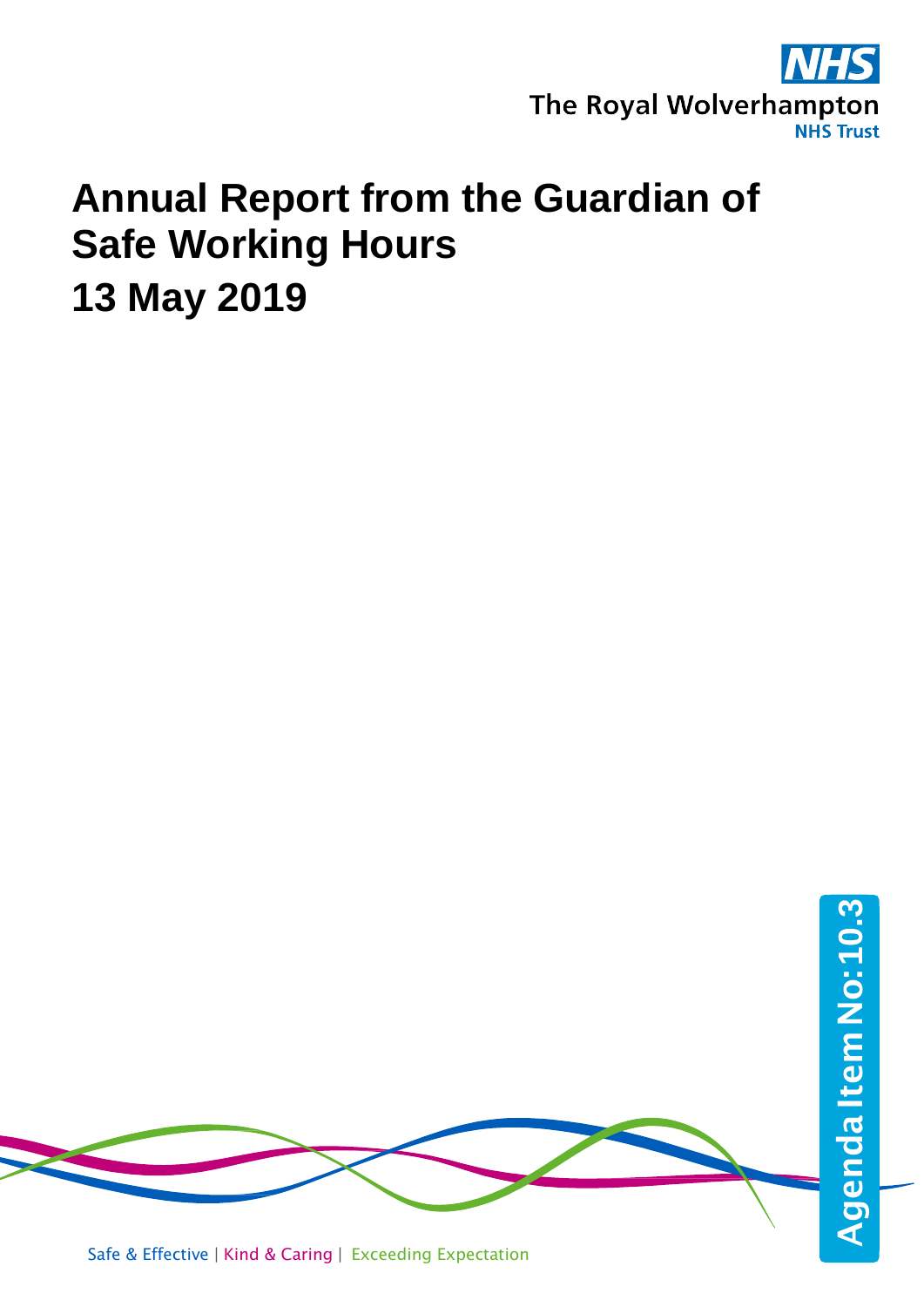The Royal Wolverhampton NHS Trust

# Annual Report from the Guardian of Safe Working Hours

## 13 May 2019

Agenda Item No: 10.3

Safe & Effective | Kind & Caring | Exceeding Expectation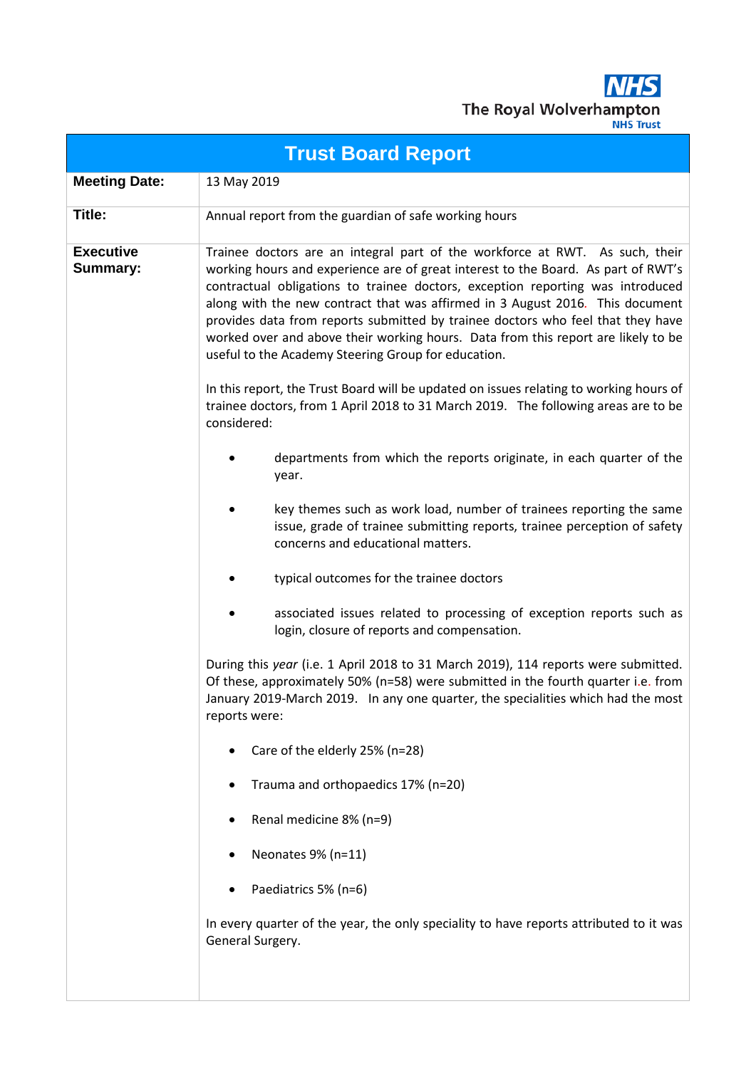The Royal Wolverhampton NHS Trust

# Trust Board Report

| | |
|---|---|
| **Meeting Date:** | 13 May 2019 |
| **Title:** | Annual report from the guardian of safe working hours |
| **Executive Summary:** | Trainee doctors are an integral part of the workforce at RWT. As such, their working hours and experience are of great interest to the Board. As part of RWT's contractual obligations to trainee doctors, exception reporting was introduced along with the new contract that was affirmed in 3 August 2016. This document provides data from reports submitted by trainee doctors who feel that they have worked over and above their working hours. Data from this report are likely to be useful to the Academy Steering Group for education.<br><br>In this report, the Trust Board will be updated on issues relating to working hours of trainee doctors, from 1 April 2018 to 31 March 2019. The following areas are to be considered:<br><br>• departments from which the reports originate, in each quarter of the year.<br>• key themes such as work load, number of trainees reporting the same issue, grade of trainee submitting reports, trainee perception of safety concerns and educational matters.<br>• typical outcomes for the trainee doctors<br>• associated issues related to processing of exception reports such as login, closure of reports and compensation.<br><br>During this *year* (i.e. 1 April 2018 to 31 March 2019), 114 reports were submitted. Of these, approximately 50% (n=58) were submitted in the fourth quarter i.e. from January 2019-March 2019. In any one quarter, the specialities which had the most reports were:<br><br>• Care of the elderly 25% (n=28)<br>• Trauma and orthopaedics 17% (n=20)<br>• Renal medicine 8% (n=9)<br>• Neonates 9% (n=11)<br>• Paediatrics 5% (n=6)<br><br>In every quarter of the year, the only speciality to have reports attributed to it was General Surgery. |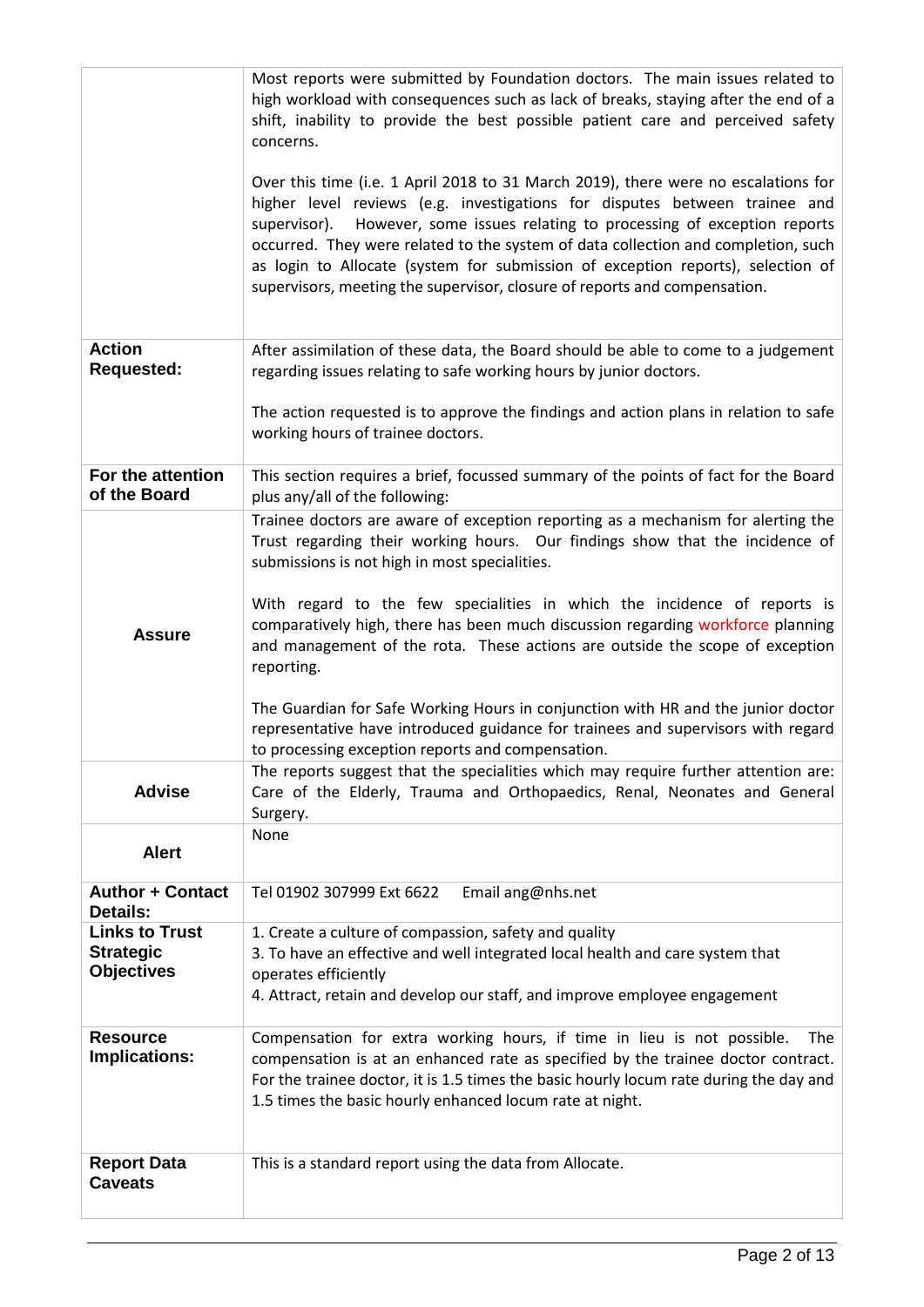| | |
|---|---|
| | Most reports were submitted by Foundation doctors. The main issues related to high workload with consequences such as lack of breaks, staying after the end of a shift, inability to provide the best possible patient care and perceived safety concerns.<br><br>Over this time (i.e. 1 April 2018 to 31 March 2019), there were no escalations for higher level reviews (e.g. investigations for disputes between trainee and supervisor). However, some issues relating to processing of exception reports occurred. They were related to the system of data collection and completion, such as login to Allocate (system for submission of exception reports), selection of supervisors, meeting the supervisor, closure of reports and compensation. |
| **Action Requested:** | After assimilation of these data, the Board should be able to come to a judgement regarding issues relating to safe working hours by junior doctors.<br><br>The action requested is to approve the findings and action plans in relation to safe working hours of trainee doctors. |
| **For the attention of the Board** | This section requires a brief, focussed summary of the points of fact for the Board plus any/all of the following: |
| **Assure** | Trainee doctors are aware of exception reporting as a mechanism for alerting the Trust regarding their working hours. Our findings show that the incidence of submissions is not high in most specialities.<br><br>With regard to the few specialities in which the incidence of reports is comparatively high, there has been much discussion regarding workforce planning and management of the rota. These actions are outside the scope of exception reporting.<br><br>The Guardian for Safe Working Hours in conjunction with HR and the junior doctor representative have introduced guidance for trainees and supervisors with regard to processing exception reports and compensation. |
| **Advise** | The reports suggest that the specialities which may require further attention are: Care of the Elderly, Trauma and Orthopaedics, Renal, Neonates and General Surgery. |
| **Alert** | None |
| **Author + Contact Details:** | Tel 01902 307999 Ext 6622 Email ang@nhs.net |
| **Links to Trust Strategic Objectives** | 1. Create a culture of compassion, safety and quality<br>3. To have an effective and well integrated local health and care system that operates efficiently<br>4. Attract, retain and develop our staff, and improve employee engagement |
| **Resource Implications:** | Compensation for extra working hours, if time in lieu is not possible. The compensation is at an enhanced rate as specified by the trainee doctor contract. For the trainee doctor, it is 1.5 times the basic hourly locum rate during the day and 1.5 times the basic hourly enhanced locum rate at night. |
| **Report Data Caveats** | This is a standard report using the data from Allocate. |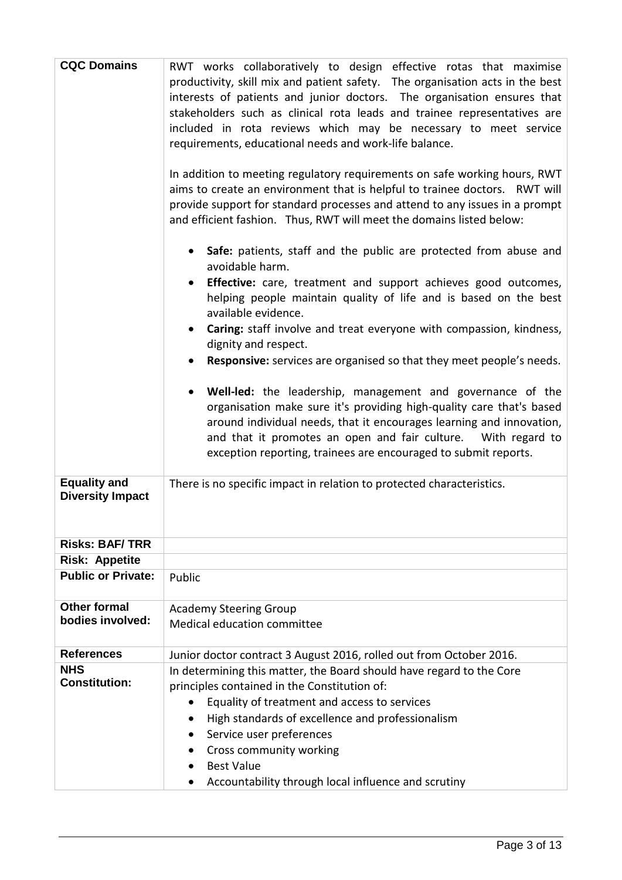| | |
|---|---|
| **CQC Domains** | RWT works collaboratively to design effective rotas that maximise productivity, skill mix and patient safety. The organisation acts in the best interests of patients and junior doctors. The organisation ensures that stakeholders such as clinical rota leads and trainee representatives are included in rota reviews which may be necessary to meet service requirements, educational needs and work-life balance.<br><br>In addition to meeting regulatory requirements on safe working hours, RWT aims to create an environment that is helpful to trainee doctors. RWT will provide support for standard processes and attend to any issues in a prompt and efficient fashion. Thus, RWT will meet the domains listed below:<br><br>• **Safe:** patients, staff and the public are protected from abuse and avoidable harm.<br>• **Effective:** care, treatment and support achieves good outcomes, helping people maintain quality of life and is based on the best available evidence.<br>• **Caring:** staff involve and treat everyone with compassion, kindness, dignity and respect.<br>• **Responsive:** services are organised so that they meet people's needs.<br><br>• **Well-led:** the leadership, management and governance of the organisation make sure it's providing high-quality care that's based around individual needs, that it encourages learning and innovation, and that it promotes an open and fair culture. With regard to exception reporting, trainees are encouraged to submit reports. |
| **Equality and Diversity Impact** | There is no specific impact in relation to protected characteristics. |
| **Risks: BAF/ TRR** | |
| **Risk: Appetite** | |
| **Public or Private:** | Public |
| **Other formal bodies involved:** | Academy Steering Group<br>Medical education committee |
| **References** | Junior doctor contract 3 August 2016, rolled out from October 2016. |
| **NHS Constitution:** | In determining this matter, the Board should have regard to the Core principles contained in the Constitution of:<br>• Equality of treatment and access to services<br>• High standards of excellence and professionalism<br>• Service user preferences<br>• Cross community working<br>• Best Value<br>• Accountability through local influence and scrutiny |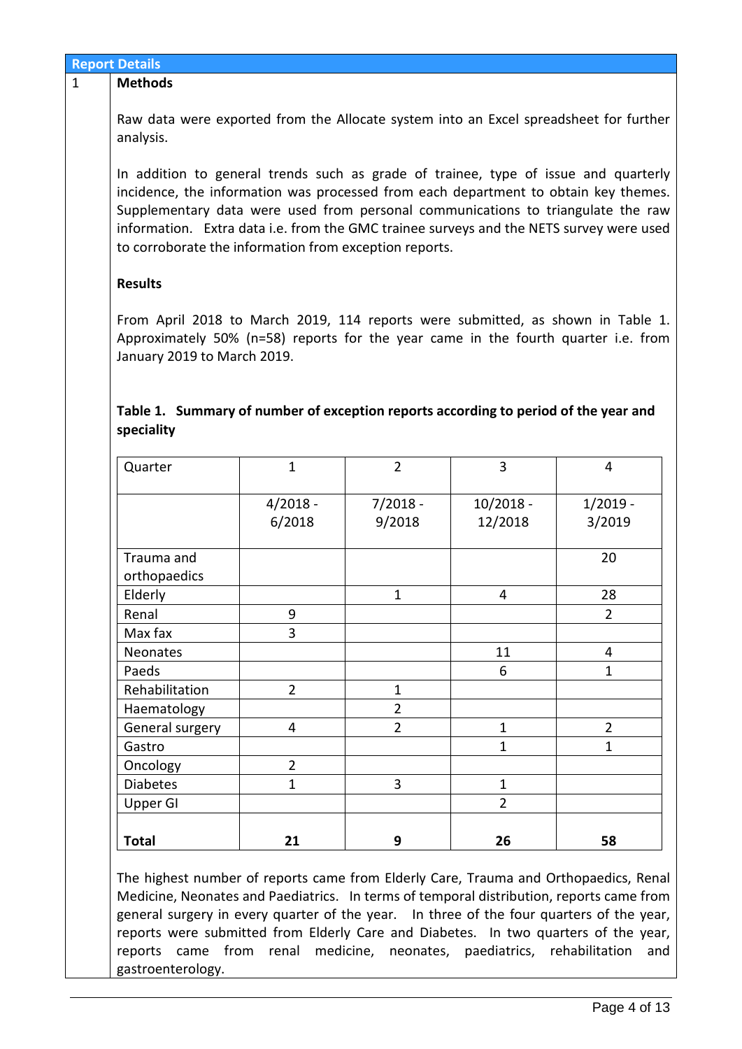## Report Details

1

**Methods**

Raw data were exported from the Allocate system into an Excel spreadsheet for further analysis.

In addition to general trends such as grade of trainee, type of issue and quarterly incidence, the information was processed from each department to obtain key themes. Supplementary data were used from personal communications to triangulate the raw information. Extra data i.e. from the GMC trainee surveys and the NETS survey were used to corroborate the information from exception reports.

**Results**

From April 2018 to March 2019, 114 reports were submitted, as shown in Table 1. Approximately 50% (n=58) reports for the year came in the fourth quarter i.e. from January 2019 to March 2019.

**Table 1. Summary of number of exception reports according to period of the year and speciality**

| Quarter | 1 | 2 | 3 | 4 |
|---|---|---|---|---|
| | 4/2018 - 6/2018 | 7/2018 - 9/2018 | 10/2018 - 12/2018 | 1/2019 - 3/2019 |
| Trauma and orthopaedics | | | | 20 |
| Elderly | | 1 | 4 | 28 |
| Renal | 9 | | | 2 |
| Max fax | 3 | | | |
| Neonates | | | 11 | 4 |
| Paeds | | | 6 | 1 |
| Rehabilitation | 2 | 1 | | |
| Haematology | | 2 | | |
| General surgery | 4 | 2 | 1 | 2 |
| Gastro | | | 1 | 1 |
| Oncology | 2 | | | |
| Diabetes | 1 | 3 | 1 | |
| Upper GI | | | 2 | |
| **Total** | **21** | **9** | **26** | **58** |

The highest number of reports came from Elderly Care, Trauma and Orthopaedics, Renal Medicine, Neonates and Paediatrics. In terms of temporal distribution, reports came from general surgery in every quarter of the year. In three of the four quarters of the year, reports were submitted from Elderly Care and Diabetes. In two quarters of the year, reports came from renal medicine, neonates, paediatrics, rehabilitation and gastroenterology.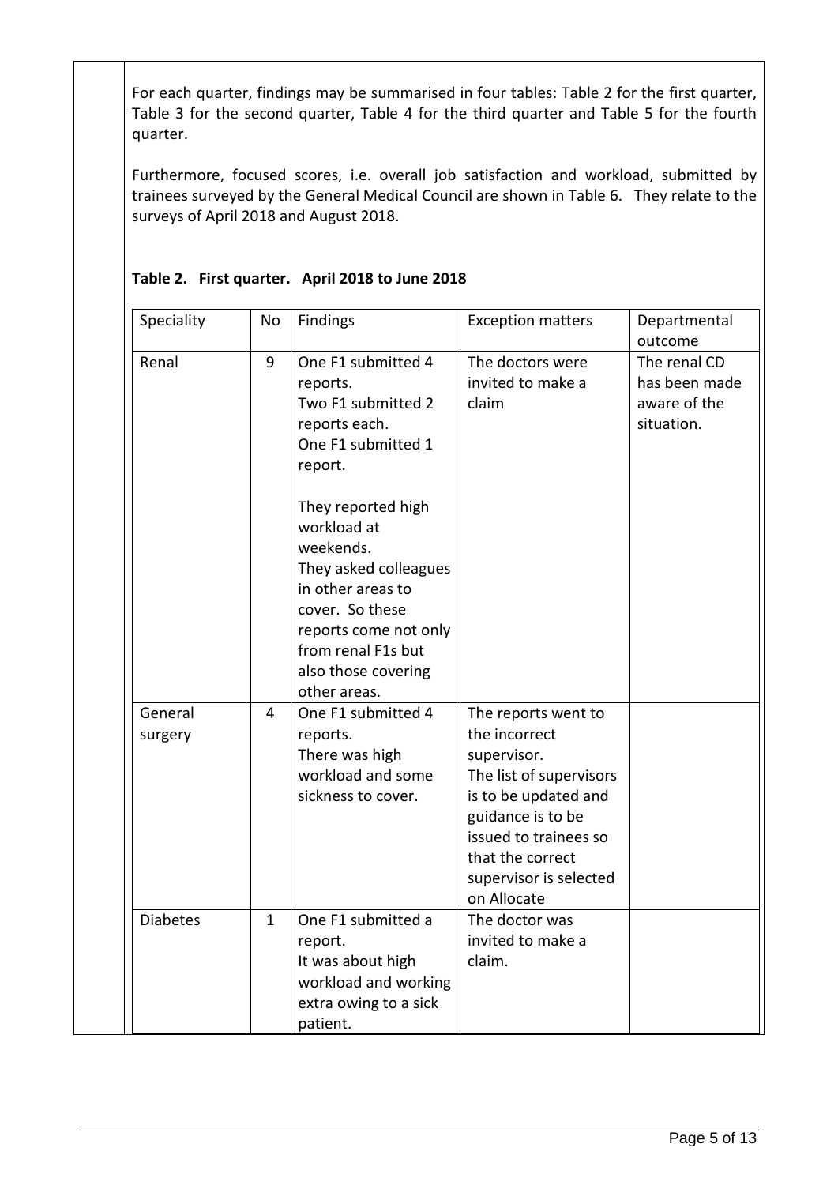For each quarter, findings may be summarised in four tables: Table 2 for the first quarter, Table 3 for the second quarter, Table 4 for the third quarter and Table 5 for the fourth quarter.

Furthermore, focused scores, i.e. overall job satisfaction and workload, submitted by trainees surveyed by the General Medical Council are shown in Table 6. They relate to the surveys of April 2018 and August 2018.

**Table 2. First quarter. April 2018 to June 2018**

| Speciality | No | Findings | Exception matters | Departmental outcome |
|---|---|---|---|---|
| Renal | 9 | One F1 submitted 4 reports. Two F1 submitted 2 reports each. One F1 submitted 1 report. They reported high workload at weekends. They asked colleagues in other areas to cover. So these reports come not only from renal F1s but also those covering other areas. | The doctors were invited to make a claim | The renal CD has been made aware of the situation. |
| General surgery | 4 | One F1 submitted 4 reports. There was high workload and some sickness to cover. | The reports went to the incorrect supervisor. The list of supervisors is to be updated and guidance is to be issued to trainees so that the correct supervisor is selected on Allocate | |
| Diabetes | 1 | One F1 submitted a report. It was about high workload and working extra owing to a sick patient. | The doctor was invited to make a claim. | |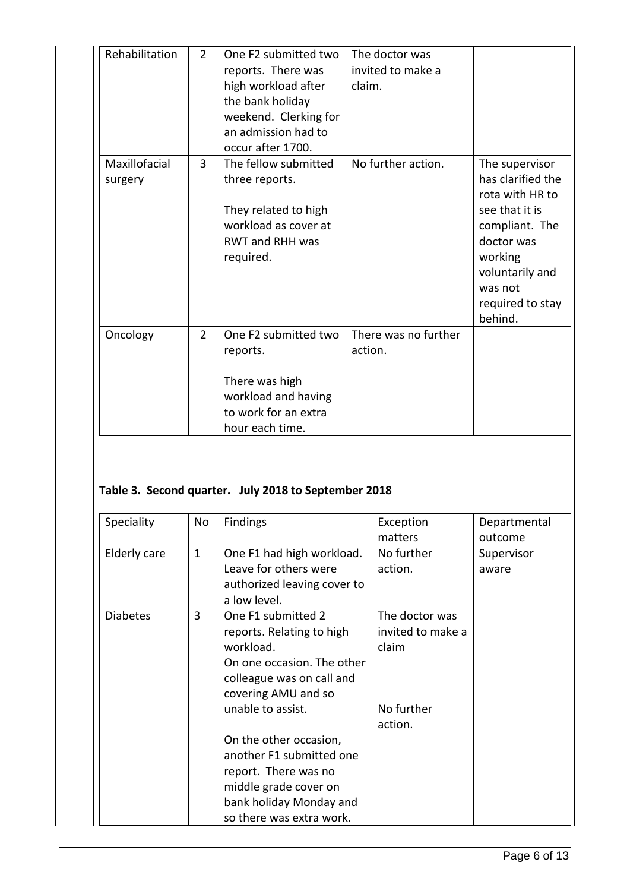| | | | | |
|---|---|---|---|---|
| Rehabilitation | 2 | One F2 submitted two reports. There was high workload after the bank holiday weekend. Clerking for an admission had to occur after 1700. | The doctor was invited to make a claim. | |
| Maxillofacial surgery | 3 | The fellow submitted three reports.<br><br>They related to high workload as cover at RWT and RHH was required. | No further action. | The supervisor has clarified the rota with HR to see that it is compliant. The doctor was working voluntarily and was not required to stay behind. |
| Oncology | 2 | One F2 submitted two reports.<br><br>There was high workload and having to work for an extra hour each time. | There was no further action. | |

**Table 3. Second quarter. July 2018 to September 2018**

| Speciality | No | Findings | Exception matters | Departmental outcome |
|---|---|---|---|---|
| Elderly care | 1 | One F1 had high workload. Leave for others were authorized leaving cover to a low level. | No further action. | Supervisor aware |
| Diabetes | 3 | One F1 submitted 2 reports. Relating to high workload.<br>On one occasion. The other colleague was on call and covering AMU and so unable to assist.<br><br>On the other occasion, another F1 submitted one report. There was no middle grade cover on bank holiday Monday and so there was extra work. | The doctor was invited to make a claim<br><br>No further action. | |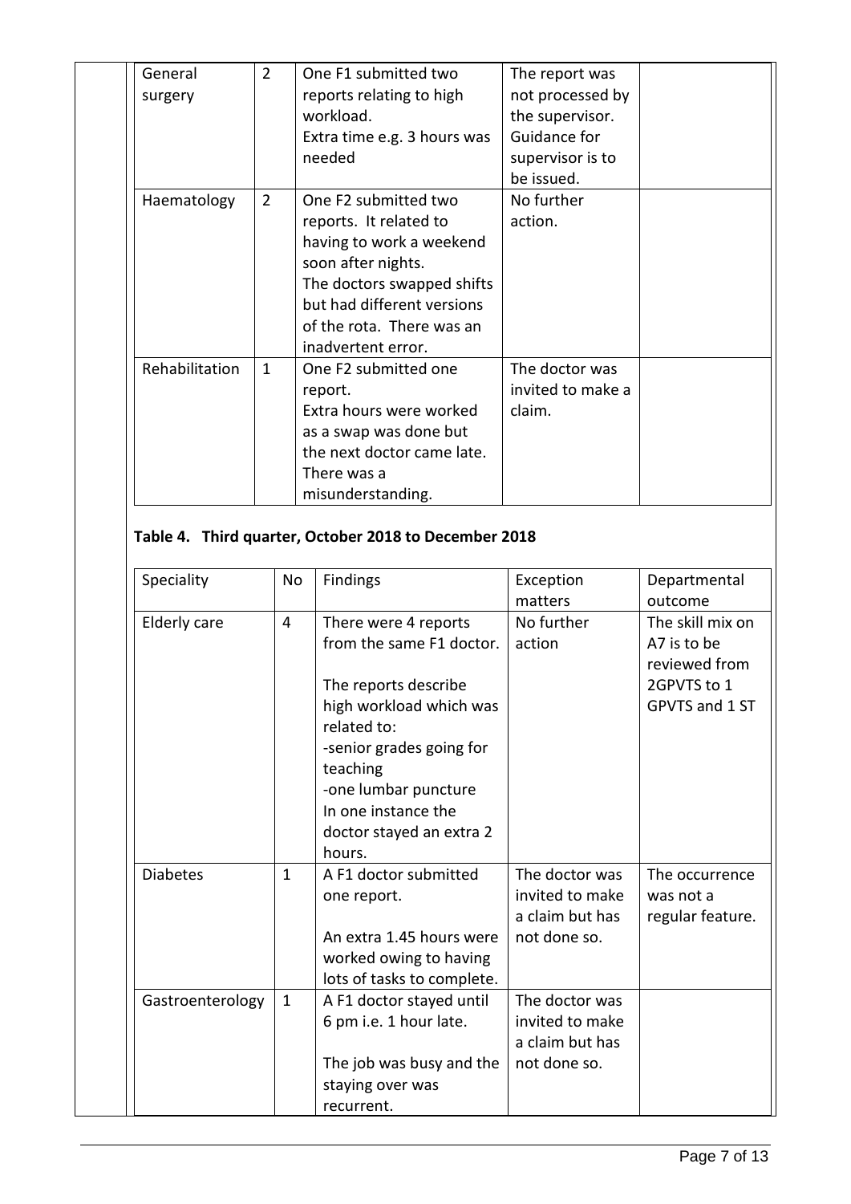| | | | | |
|---|---|---|---|---|
| General surgery | 2 | One F1 submitted two reports relating to high workload. Extra time e.g. 3 hours was needed | The report was not processed by the supervisor. Guidance for supervisor is to be issued. | |
| Haematology | 2 | One F2 submitted two reports. It related to having to work a weekend soon after nights. The doctors swapped shifts but had different versions of the rota. There was an inadvertent error. | No further action. | |
| Rehabilitation | 1 | One F2 submitted one report. Extra hours were worked as a swap was done but the next doctor came late. There was a misunderstanding. | The doctor was invited to make a claim. | |

**Table 4. Third quarter, October 2018 to December 2018**

| Speciality | No | Findings | Exception matters | Departmental outcome |
|---|---|---|---|---|
| Elderly care | 4 | There were 4 reports from the same F1 doctor.<br><br>The reports describe high workload which was related to:<br>-senior grades going for teaching<br>-one lumbar puncture<br>In one instance the doctor stayed an extra 2 hours. | No further action | The skill mix on A7 is to be reviewed from 2GPVTS to 1 GPVTS and 1 ST |
| Diabetes | 1 | A F1 doctor submitted one report.<br><br>An extra 1.45 hours were worked owing to having lots of tasks to complete. | The doctor was invited to make a claim but has not done so. | The occurrence was not a regular feature. |
| Gastroenterology | 1 | A F1 doctor stayed until 6 pm i.e. 1 hour late.<br><br>The job was busy and the staying over was recurrent. | The doctor was invited to make a claim but has not done so. | |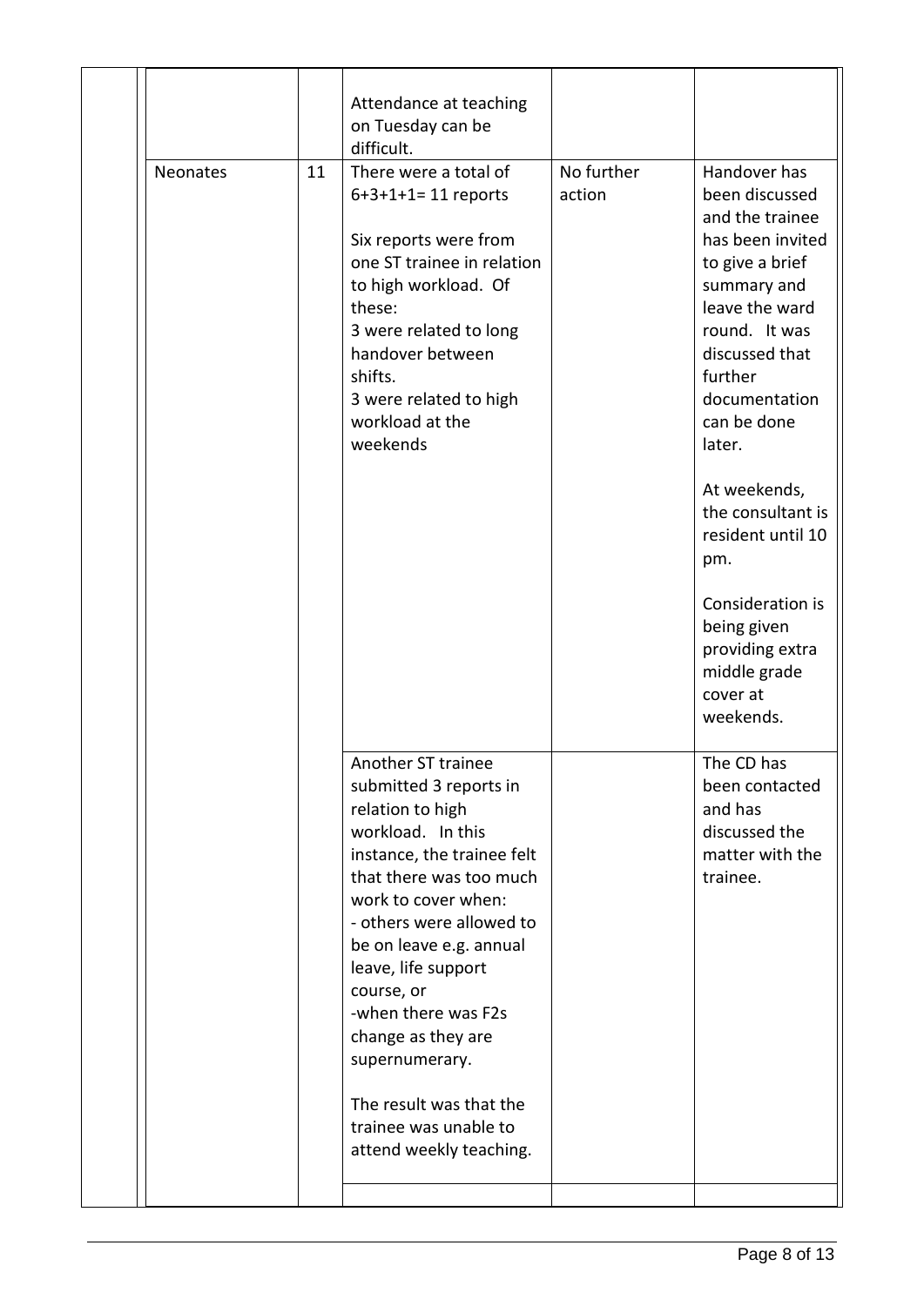| | | | | | |
|---|---|---|---|---|---|
| | | | Attendance at teaching on Tuesday can be difficult. | | |
| | Neonates | 11 | There were a total of 6+3+1+1= 11 reports<br><br>Six reports were from one ST trainee in relation to high workload. Of these:<br>3 were related to long handover between shifts.<br>3 were related to high workload at the weekends | No further action | Handover has been discussed and the trainee has been invited to give a brief summary and leave the ward round. It was discussed that further documentation can be done later.<br><br>At weekends, the consultant is resident until 10 pm.<br><br>Consideration is being given providing extra middle grade cover at weekends. |
| | | | Another ST trainee submitted 3 reports in relation to high workload. In this instance, the trainee felt that there was too much work to cover when:<br>- others were allowed to be on leave e.g. annual leave, life support course, or<br>-when there was F2s change as they are supernumerary.<br><br>The result was that the trainee was unable to attend weekly teaching. | | The CD has been contacted and has discussed the matter with the trainee. |
| | | | | | |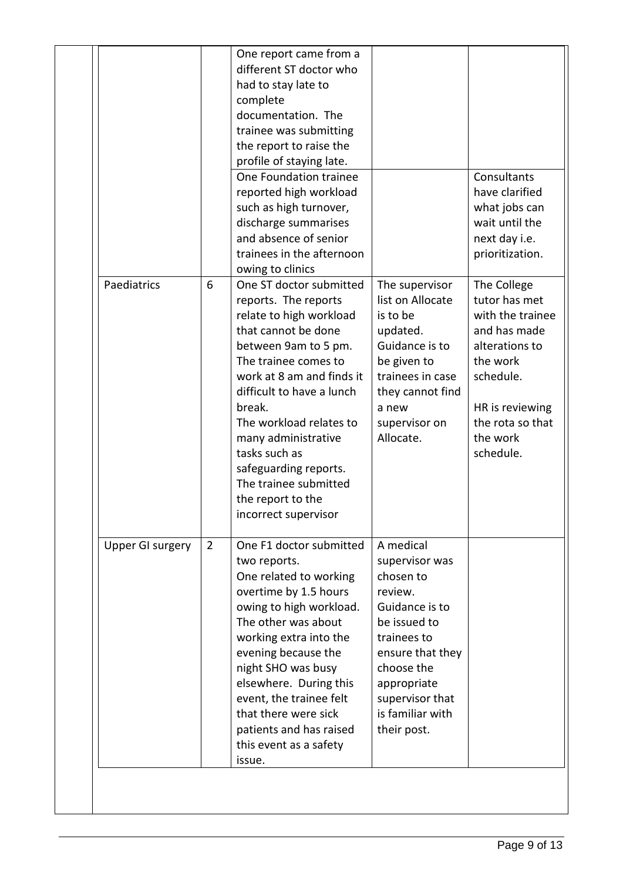| | | | | |
|---|---|---|---|---|
| | | One report came from a different ST doctor who had to stay late to complete documentation. The trainee was submitting the report to raise the profile of staying late. | | |
| | | One Foundation trainee reported high workload such as high turnover, discharge summarises and absence of senior trainees in the afternoon owing to clinics | | Consultants have clarified what jobs can wait until the next day i.e. prioritization. |
| Paediatrics | 6 | One ST doctor submitted reports. The reports relate to high workload that cannot be done between 9am to 5 pm. The trainee comes to work at 8 am and finds it difficult to have a lunch break. The workload relates to many administrative tasks such as safeguarding reports. The trainee submitted the report to the incorrect supervisor | The supervisor list on Allocate is to be updated. Guidance is to be given to trainees in case they cannot find a new supervisor on Allocate. | The College tutor has met with the trainee and has made alterations to the work schedule. HR is reviewing the rota so that the work schedule. |
| Upper GI surgery | 2 | One F1 doctor submitted two reports. One related to working overtime by 1.5 hours owing to high workload. The other was about working extra into the evening because the night SHO was busy elsewhere. During this event, the trainee felt that there were sick patients and has raised this event as a safety issue. | A medical supervisor was chosen to review. Guidance is to be issued to trainees to ensure that they choose the appropriate supervisor that is familiar with their post. | |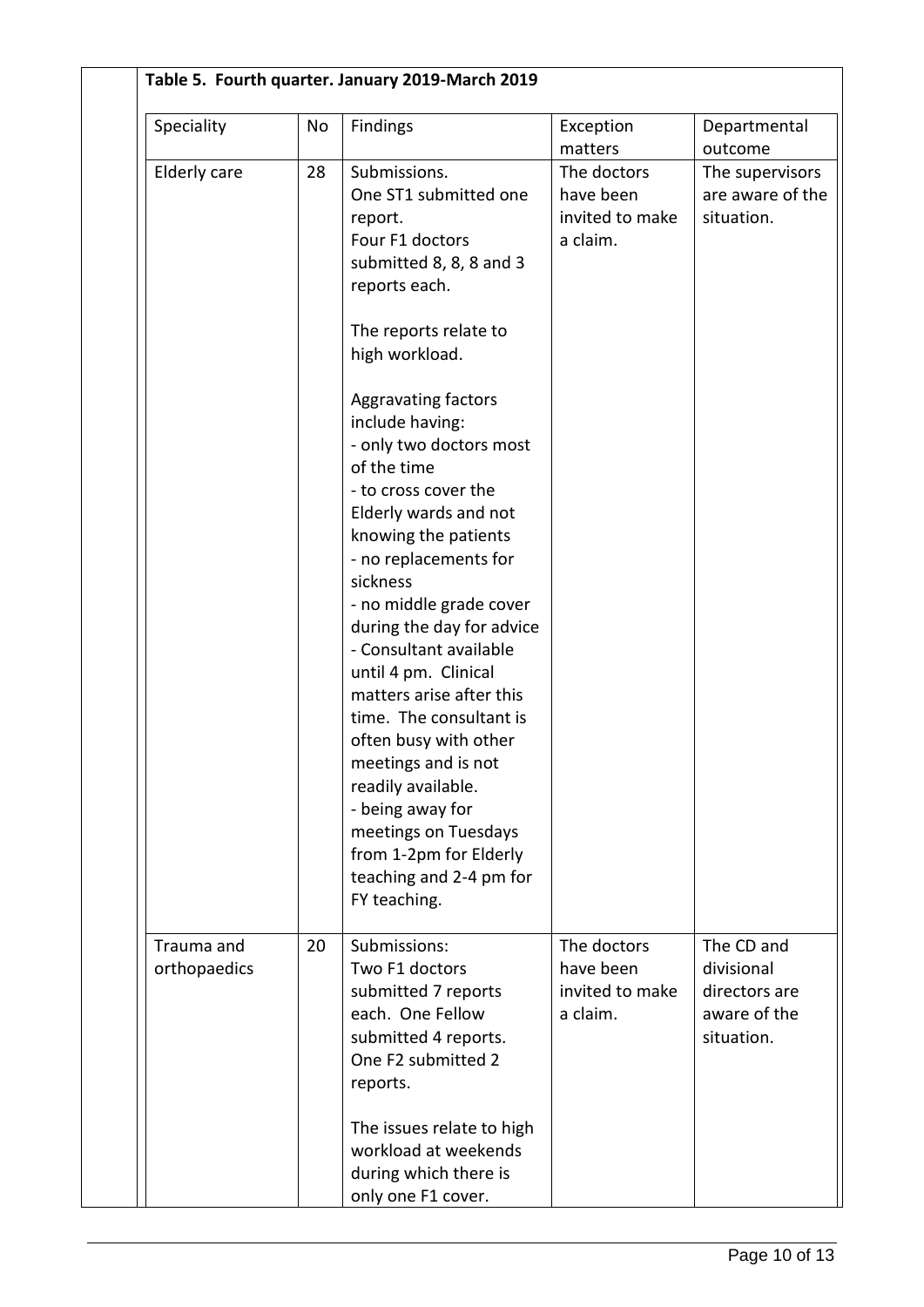**Table 5. Fourth quarter. January 2019-March 2019**

| Speciality | No | Findings | Exception matters | Departmental outcome |
|---|---|---|---|---|
| Elderly care | 28 | Submissions.<br>One ST1 submitted one report.<br>Four F1 doctors submitted 8, 8, 8 and 3 reports each.<br><br>The reports relate to high workload.<br><br>Aggravating factors include having:<br>- only two doctors most of the time<br>- to cross cover the Elderly wards and not knowing the patients<br>- no replacements for sickness<br>- no middle grade cover during the day for advice<br>- Consultant available until 4 pm. Clinical matters arise after this time. The consultant is often busy with other meetings and is not readily available.<br>- being away for meetings on Tuesdays from 1-2pm for Elderly teaching and 2-4 pm for FY teaching. | The doctors have been invited to make a claim. | The supervisors are aware of the situation. |
| Trauma and orthopaedics | 20 | Submissions:<br>Two F1 doctors submitted 7 reports each. One Fellow submitted 4 reports. One F2 submitted 2 reports.<br><br>The issues relate to high workload at weekends during which there is only one F1 cover. | The doctors have been invited to make a claim. | The CD and divisional directors are aware of the situation. |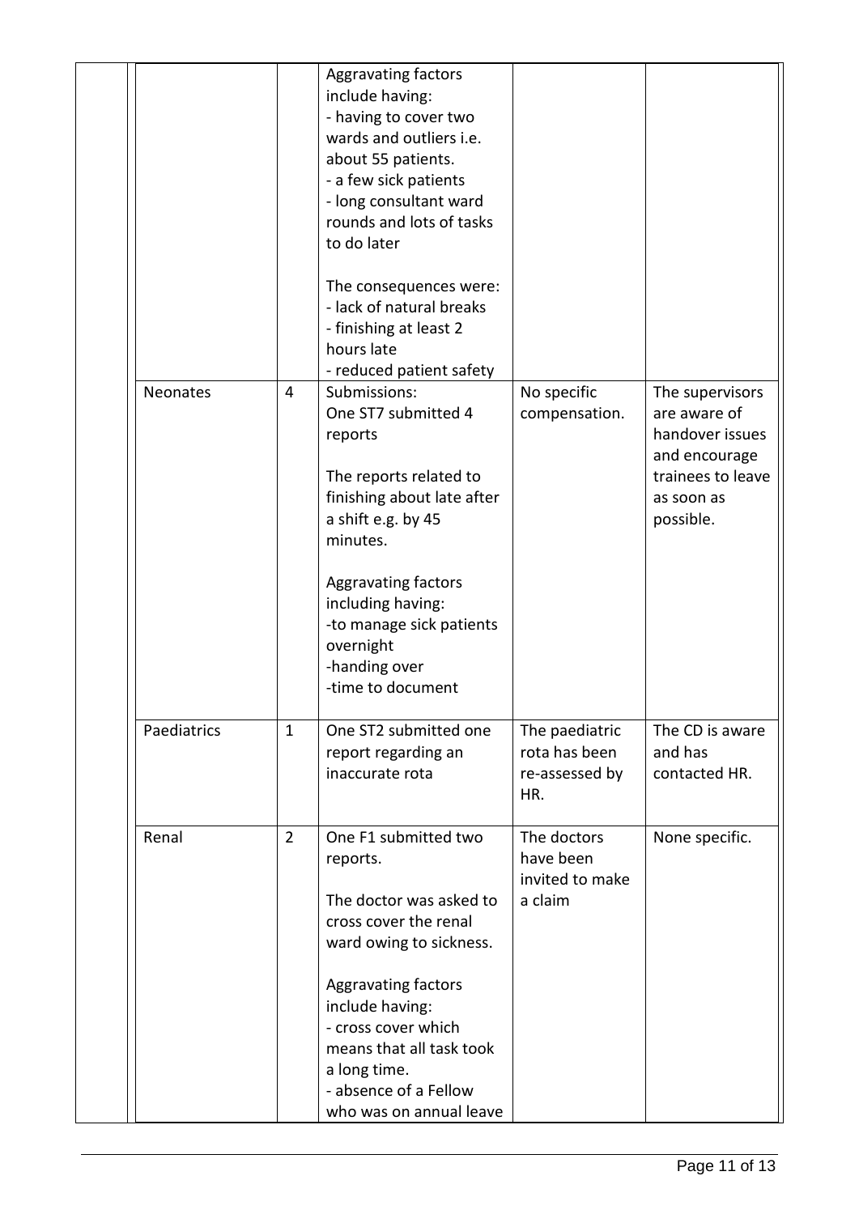| | | | | |
|---|---|---|---|---|
| | | Aggravating factors include having:<br>- having to cover two wards and outliers i.e. about 55 patients.<br>- a few sick patients<br>- long consultant ward rounds and lots of tasks to do later<br><br>The consequences were:<br>- lack of natural breaks<br>- finishing at least 2 hours late<br>- reduced patient safety | | |
| Neonates | 4 | Submissions:<br>One ST7 submitted 4 reports<br><br>The reports related to finishing about late after a shift e.g. by 45 minutes.<br><br>Aggravating factors including having:<br>-to manage sick patients overnight<br>-handing over<br>-time to document | No specific compensation. | The supervisors are aware of handover issues and encourage trainees to leave as soon as possible. |
| Paediatrics | 1 | One ST2 submitted one report regarding an inaccurate rota | The paediatric rota has been re-assessed by HR. | The CD is aware and has contacted HR. |
| Renal | 2 | One F1 submitted two reports.<br><br>The doctor was asked to cross cover the renal ward owing to sickness.<br><br>Aggravating factors include having:<br>- cross cover which means that all task took a long time.<br>- absence of a Fellow who was on annual leave | The doctors have been invited to make a claim | None specific. |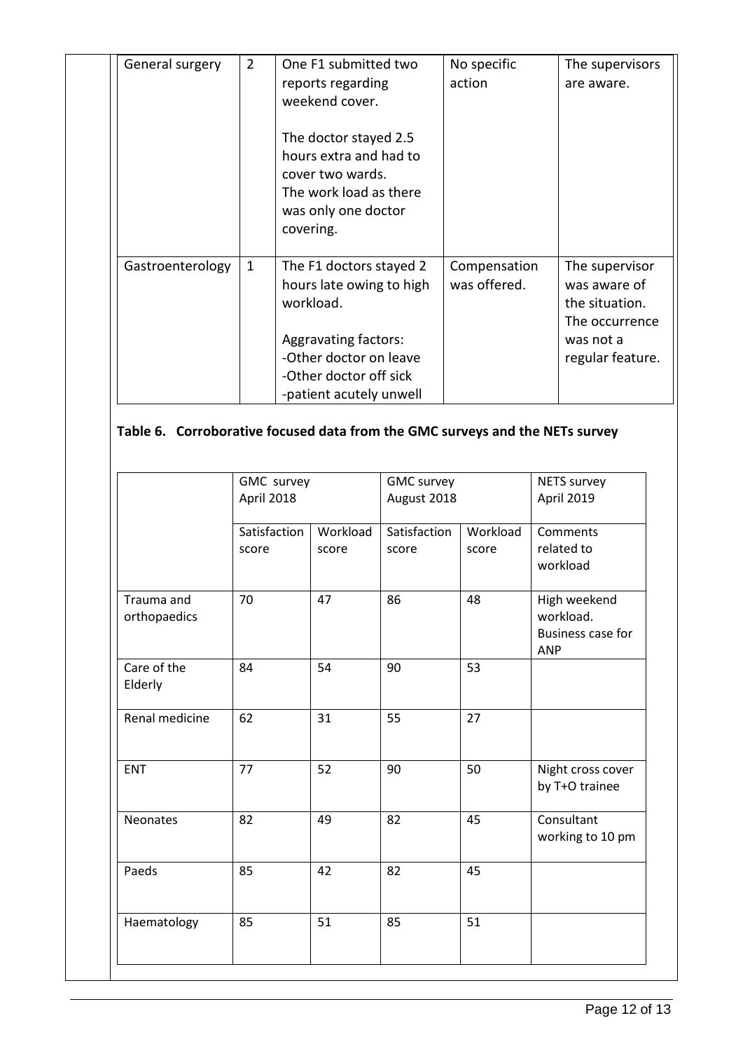| General surgery | 2 | One F1 submitted two reports regarding weekend cover.<br><br>The doctor stayed 2.5 hours extra and had to cover two wards.<br>The work load as there was only one doctor covering. | No specific action | The supervisors are aware. |
|---|---|---|---|---|
| Gastroenterology | 1 | The F1 doctors stayed 2 hours late owing to high workload.<br><br>Aggravating factors:<br>-Other doctor on leave<br>-Other doctor off sick<br>-patient acutely unwell | Compensation was offered. | The supervisor was aware of the situation. The occurrence was not a regular feature. |

**Table 6. Corroborative focused data from the GMC surveys and the NETs survey**

| | GMC survey April 2018 | | GMC survey August 2018 | | NETS survey April 2019 |
|---|---|---|---|---|---|
| | Satisfaction score | Workload score | Satisfaction score | Workload score | Comments related to workload |
| Trauma and orthopaedics | 70 | 47 | 86 | 48 | High weekend workload. Business case for ANP |
| Care of the Elderly | 84 | 54 | 90 | 53 | |
| Renal medicine | 62 | 31 | 55 | 27 | |
| ENT | 77 | 52 | 90 | 50 | Night cross cover by T+O trainee |
| Neonates | 82 | 49 | 82 | 45 | Consultant working to 10 pm |
| Paeds | 85 | 42 | 82 | 45 | |
| Haematology | 85 | 51 | 85 | 51 | |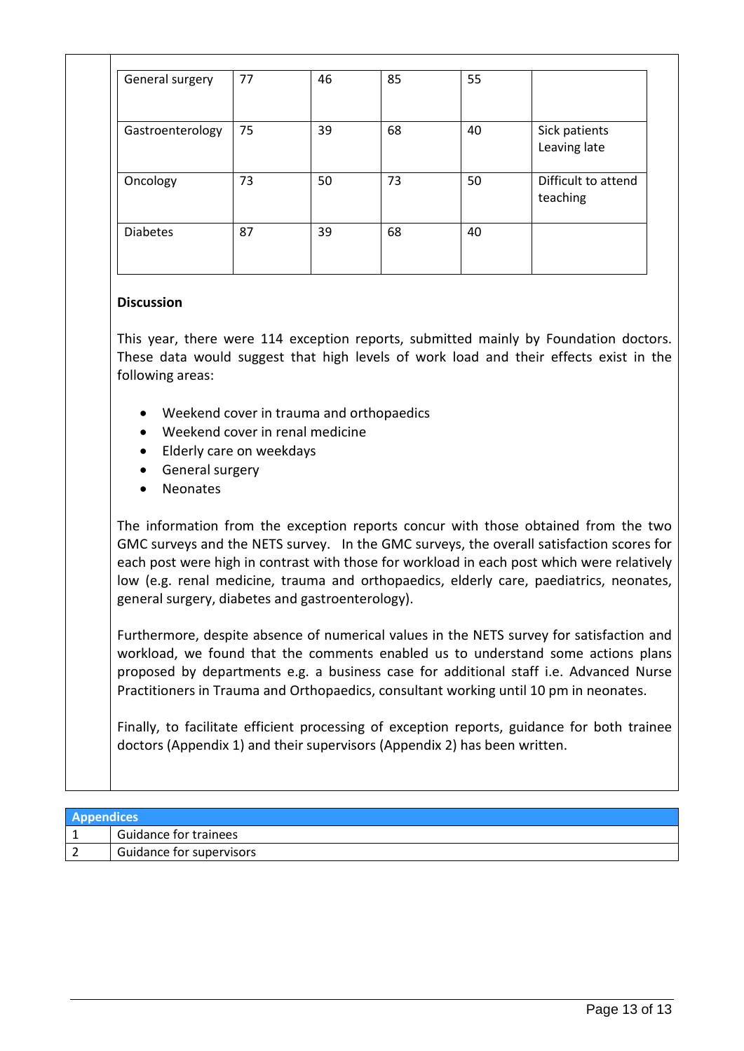| | | | | | |
|---|---|---|---|---|---|
| General surgery | 77 | 46 | 85 | 55 | |
| Gastroenterology | 75 | 39 | 68 | 40 | Sick patients<br>Leaving late |
| Oncology | 73 | 50 | 73 | 50 | Difficult to attend teaching |
| Diabetes | 87 | 39 | 68 | 40 | |

**Discussion**

This year, there were 114 exception reports, submitted mainly by Foundation doctors. These data would suggest that high levels of work load and their effects exist in the following areas:

- Weekend cover in trauma and orthopaedics
- Weekend cover in renal medicine
- Elderly care on weekdays
- General surgery
- Neonates

The information from the exception reports concur with those obtained from the two GMC surveys and the NETS survey. In the GMC surveys, the overall satisfaction scores for each post were high in contrast with those for workload in each post which were relatively low (e.g. renal medicine, trauma and orthopaedics, elderly care, paediatrics, neonates, general surgery, diabetes and gastroenterology).

Furthermore, despite absence of numerical values in the NETS survey for satisfaction and workload, we found that the comments enabled us to understand some actions plans proposed by departments e.g. a business case for additional staff i.e. Advanced Nurse Practitioners in Trauma and Orthopaedics, consultant working until 10 pm in neonates.

Finally, to facilitate efficient processing of exception reports, guidance for both trainee doctors (Appendix 1) and their supervisors (Appendix 2) has been written.

| Appendices | |
|---|---|
| 1 | Guidance for trainees |
| 2 | Guidance for supervisors |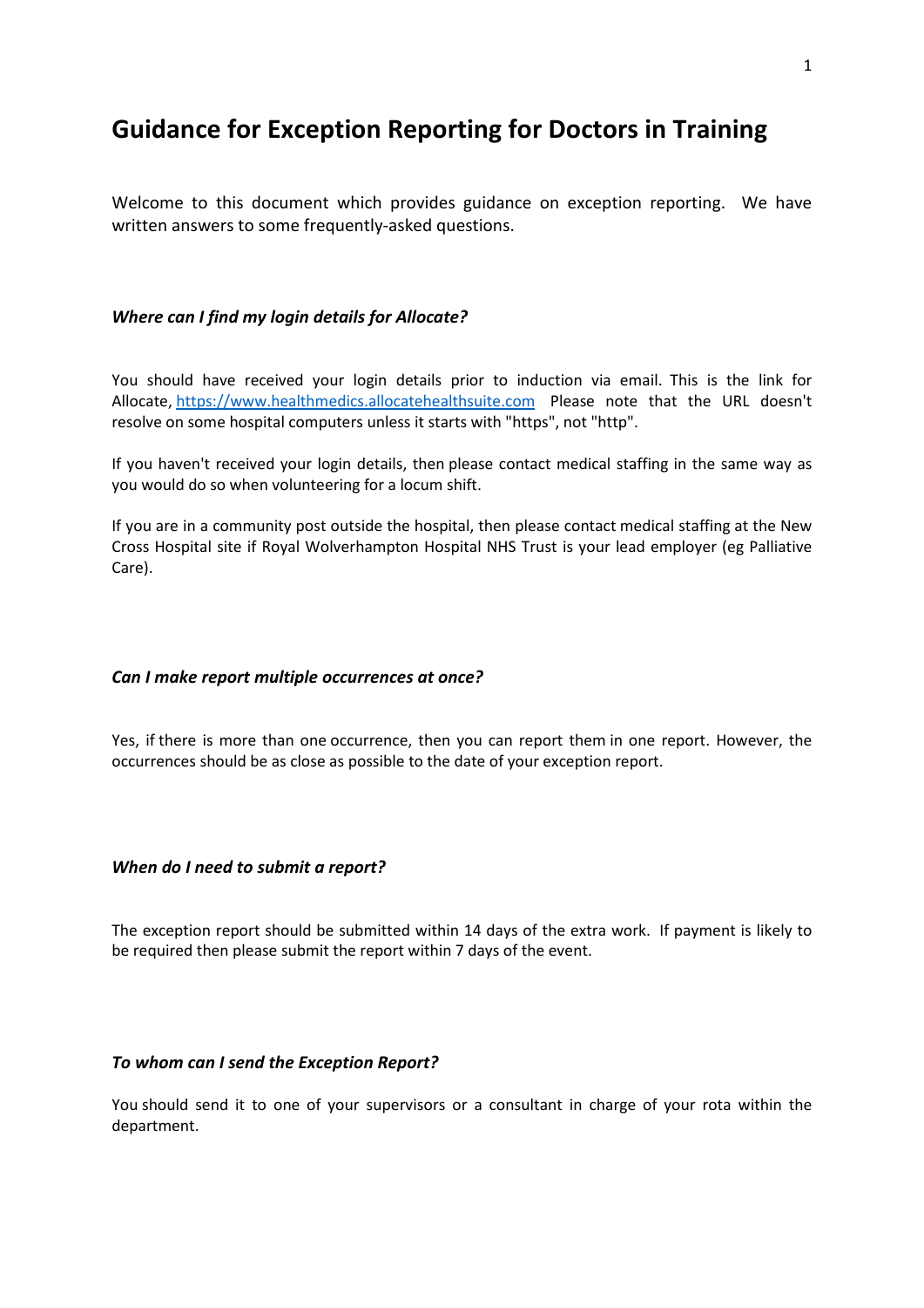# Guidance for Exception Reporting for Doctors in Training

Welcome to this document which provides guidance on exception reporting. We have written answers to some frequently-asked questions.

### *Where can I find my login details for Allocate?*

You should have received your login details prior to induction via email. This is the link for Allocate, https://www.healthmedics.allocatehealthsuite.com Please note that the URL doesn't resolve on some hospital computers unless it starts with "https", not "http".

If you haven't received your login details, then please contact medical staffing in the same way as you would do so when volunteering for a locum shift.

If you are in a community post outside the hospital, then please contact medical staffing at the New Cross Hospital site if Royal Wolverhampton Hospital NHS Trust is your lead employer (eg Palliative Care).

### *Can I make report multiple occurrences at once?*

Yes, if there is more than one occurrence, then you can report them in one report. However, the occurrences should be as close as possible to the date of your exception report.

### *When do I need to submit a report?*

The exception report should be submitted within 14 days of the extra work. If payment is likely to be required then please submit the report within 7 days of the event.

### *To whom can I send the Exception Report?*

You should send it to one of your supervisors or a consultant in charge of your rota within the department.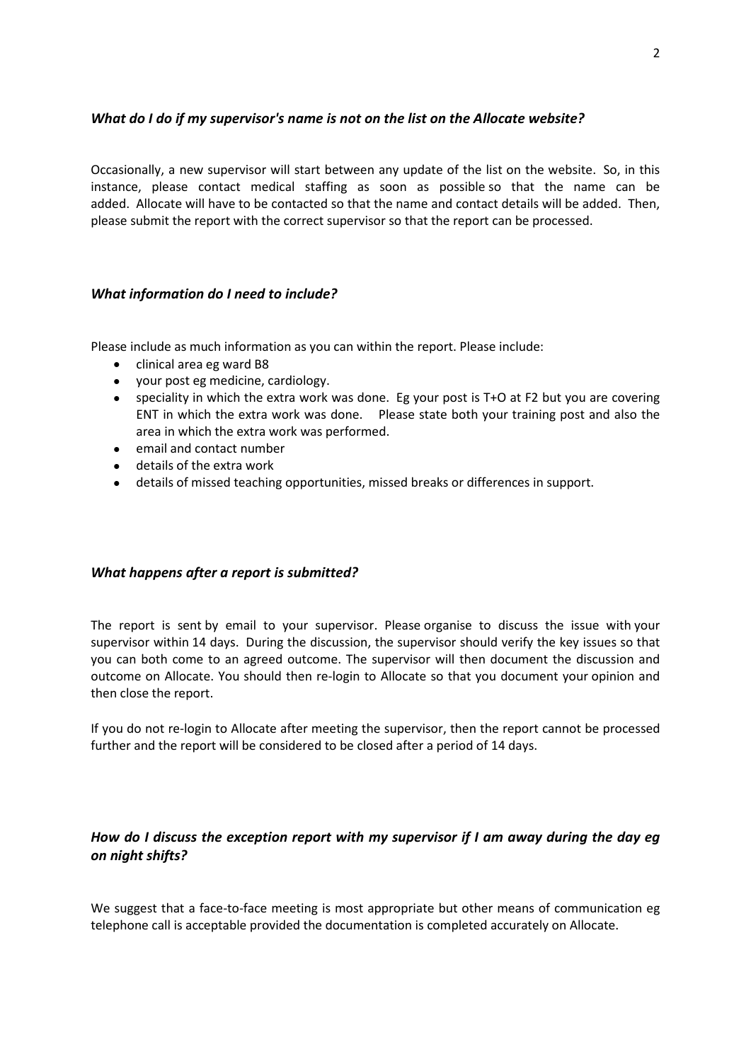### *What do I do if my supervisor's name is not on the list on the Allocate website?*

Occasionally, a new supervisor will start between any update of the list on the website. So, in this instance, please contact medical staffing as soon as possible so that the name can be added. Allocate will have to be contacted so that the name and contact details will be added. Then, please submit the report with the correct supervisor so that the report can be processed.

### *What information do I need to include?*

Please include as much information as you can within the report. Please include:

- clinical area eg ward B8
- your post eg medicine, cardiology.
- speciality in which the extra work was done. Eg your post is T+O at F2 but you are covering ENT in which the extra work was done. Please state both your training post and also the area in which the extra work was performed.
- email and contact number
- details of the extra work
- details of missed teaching opportunities, missed breaks or differences in support.

### *What happens after a report is submitted?*

The report is sent by email to your supervisor. Please organise to discuss the issue with your supervisor within 14 days. During the discussion, the supervisor should verify the key issues so that you can both come to an agreed outcome. The supervisor will then document the discussion and outcome on Allocate. You should then re-login to Allocate so that you document your opinion and then close the report.

If you do not re-login to Allocate after meeting the supervisor, then the report cannot be processed further and the report will be considered to be closed after a period of 14 days.

### *How do I discuss the exception report with my supervisor if I am away during the day eg on night shifts?*

We suggest that a face-to-face meeting is most appropriate but other means of communication eg telephone call is acceptable provided the documentation is completed accurately on Allocate.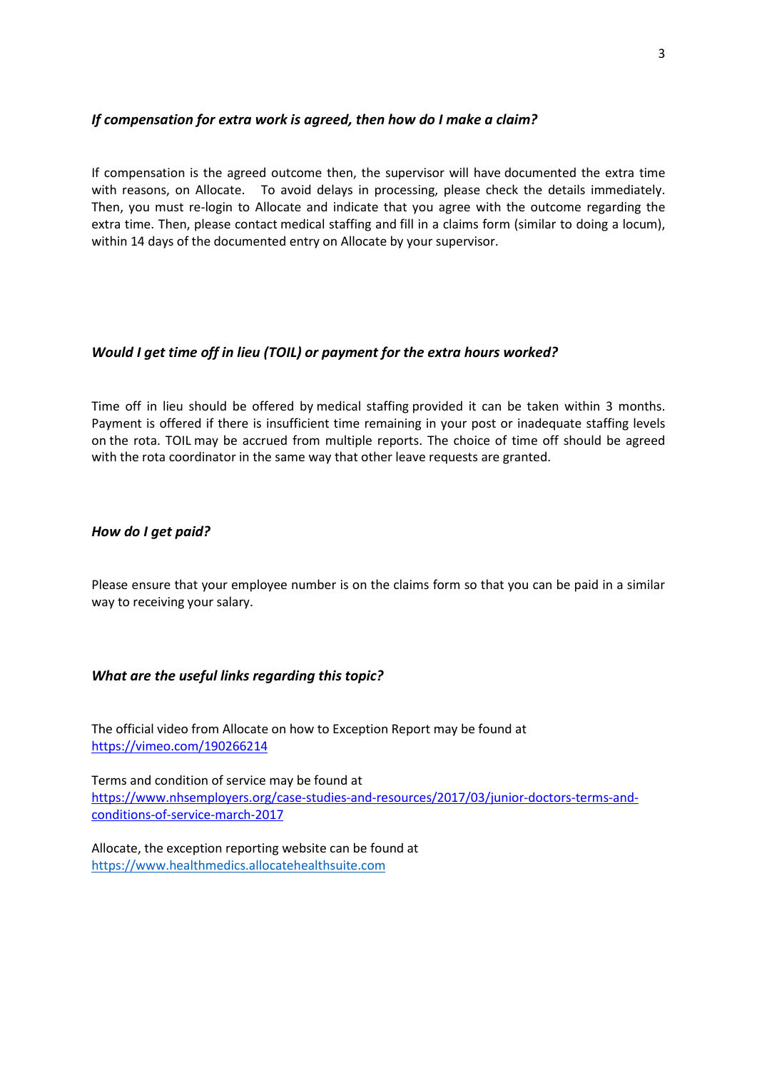### *If compensation for extra work is agreed, then how do I make a claim?*

If compensation is the agreed outcome then, the supervisor will have documented the extra time with reasons, on Allocate. To avoid delays in processing, please check the details immediately. Then, you must re-login to Allocate and indicate that you agree with the outcome regarding the extra time. Then, please contact medical staffing and fill in a claims form (similar to doing a locum), within 14 days of the documented entry on Allocate by your supervisor.

### *Would I get time off in lieu (TOIL) or payment for the extra hours worked?*

Time off in lieu should be offered by medical staffing provided it can be taken within 3 months. Payment is offered if there is insufficient time remaining in your post or inadequate staffing levels on the rota. TOIL may be accrued from multiple reports. The choice of time off should be agreed with the rota coordinator in the same way that other leave requests are granted.

### *How do I get paid?*

Please ensure that your employee number is on the claims form so that you can be paid in a similar way to receiving your salary.

### *What are the useful links regarding this topic?*

The official video from Allocate on how to Exception Report may be found at
[https://vimeo.com/190266214](https://vimeo.com/190266214)

Terms and condition of service may be found at
[https://www.nhsemployers.org/case-studies-and-resources/2017/03/junior-doctors-terms-and-conditions-of-service-march-2017](https://www.nhsemployers.org/case-studies-and-resources/2017/03/junior-doctors-terms-and-conditions-of-service-march-2017)

Allocate, the exception reporting website can be found at
[https://www.healthmedics.allocatehealthsuite.com](https://www.healthmedics.allocatehealthsuite.com)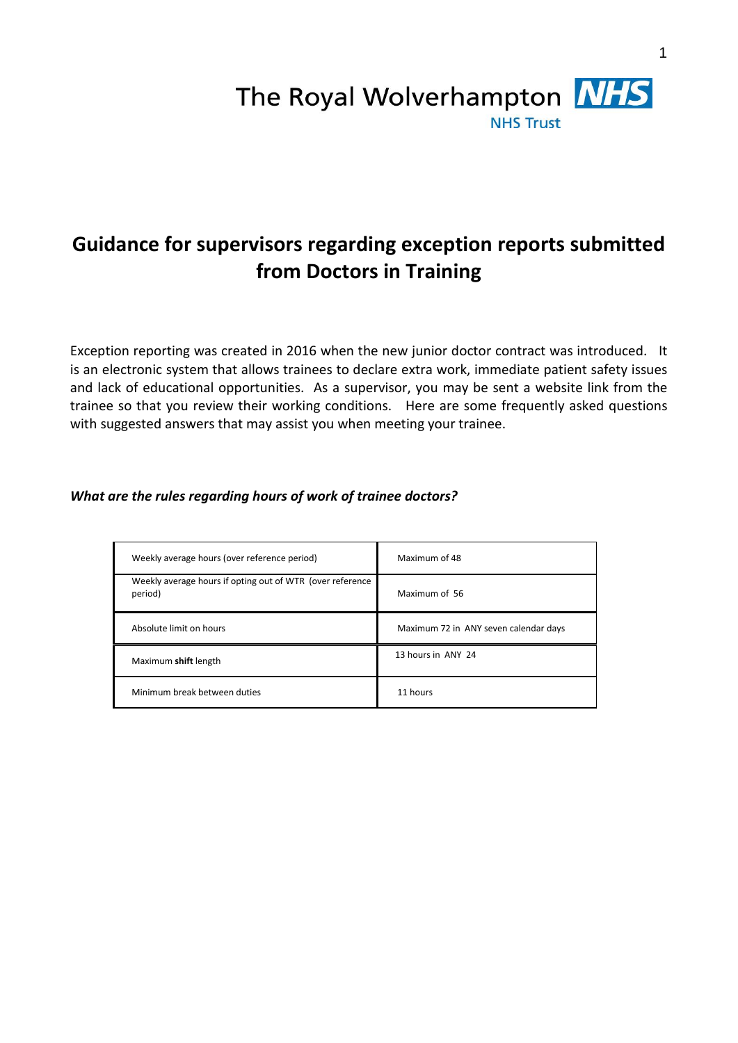The Royal Wolverhampton **NHS**
NHS Trust

# Guidance for supervisors regarding exception reports submitted from Doctors in Training

Exception reporting was created in 2016 when the new junior doctor contract was introduced. It is an electronic system that allows trainees to declare extra work, immediate patient safety issues and lack of educational opportunities. As a supervisor, you may be sent a website link from the trainee so that you review their working conditions. Here are some frequently asked questions with suggested answers that may assist you when meeting your trainee.

***What are the rules regarding hours of work of trainee doctors?***

| | |
|---|---|
| Weekly average hours (over reference period) | Maximum of 48 |
| Weekly average hours if opting out of WTR (over reference period) | Maximum of 56 |
| Absolute limit on hours | Maximum 72 in ANY seven calendar days |
| Maximum **shift** length | 13 hours in ANY 24 |
| Minimum break between duties | 11 hours |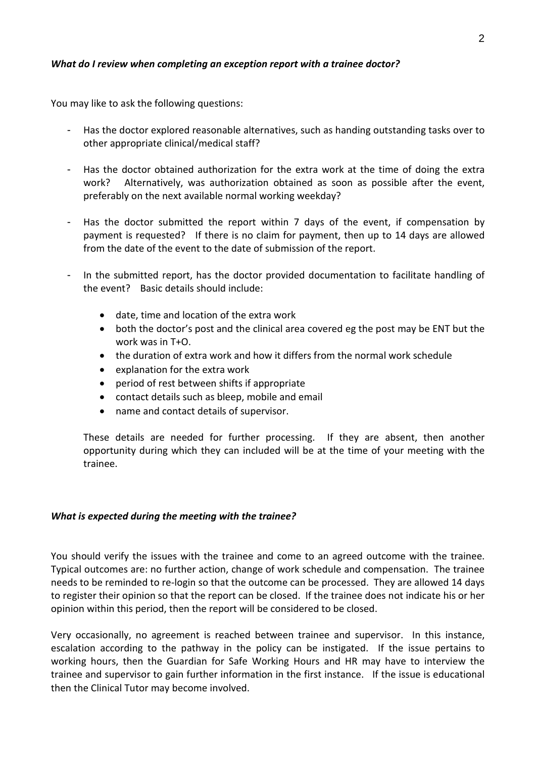### *What do I review when completing an exception report with a trainee doctor?*

You may like to ask the following questions:

- Has the doctor explored reasonable alternatives, such as handing outstanding tasks over to other appropriate clinical/medical staff?
- Has the doctor obtained authorization for the extra work at the time of doing the extra work? Alternatively, was authorization obtained as soon as possible after the event, preferably on the next available normal working weekday?
- Has the doctor submitted the report within 7 days of the event, if compensation by payment is requested? If there is no claim for payment, then up to 14 days are allowed from the date of the event to the date of submission of the report.
- In the submitted report, has the doctor provided documentation to facilitate handling of the event? Basic details should include:
  - date, time and location of the extra work
  - both the doctor's post and the clinical area covered eg the post may be ENT but the work was in T+O.
  - the duration of extra work and how it differs from the normal work schedule
  - explanation for the extra work
  - period of rest between shifts if appropriate
  - contact details such as bleep, mobile and email
  - name and contact details of supervisor.

  These details are needed for further processing. If they are absent, then another opportunity during which they can included will be at the time of your meeting with the trainee.

### *What is expected during the meeting with the trainee?*

You should verify the issues with the trainee and come to an agreed outcome with the trainee. Typical outcomes are: no further action, change of work schedule and compensation. The trainee needs to be reminded to re-login so that the outcome can be processed. They are allowed 14 days to register their opinion so that the report can be closed. If the trainee does not indicate his or her opinion within this period, then the report will be considered to be closed.

Very occasionally, no agreement is reached between trainee and supervisor. In this instance, escalation according to the pathway in the policy can be instigated. If the issue pertains to working hours, then the Guardian for Safe Working Hours and HR may have to interview the trainee and supervisor to gain further information in the first instance. If the issue is educational then the Clinical Tutor may become involved.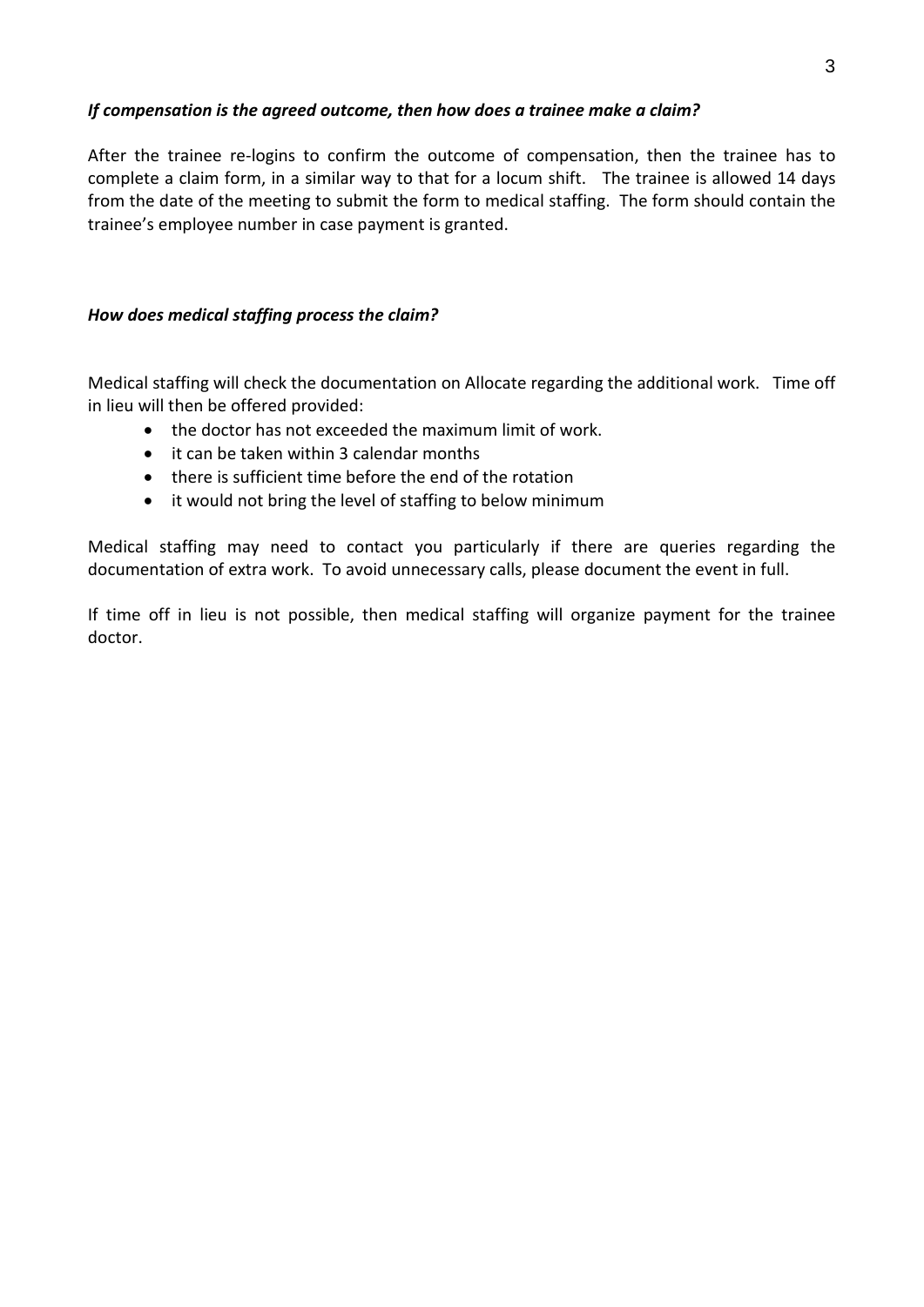***If compensation is the agreed outcome, then how does a trainee make a claim?***

After the trainee re-logins to confirm the outcome of compensation, then the trainee has to complete a claim form, in a similar way to that for a locum shift. The trainee is allowed 14 days from the date of the meeting to submit the form to medical staffing. The form should contain the trainee's employee number in case payment is granted.

***How does medical staffing process the claim?***

Medical staffing will check the documentation on Allocate regarding the additional work. Time off in lieu will then be offered provided:

- the doctor has not exceeded the maximum limit of work.
- it can be taken within 3 calendar months
- there is sufficient time before the end of the rotation
- it would not bring the level of staffing to below minimum

Medical staffing may need to contact you particularly if there are queries regarding the documentation of extra work. To avoid unnecessary calls, please document the event in full.

If time off in lieu is not possible, then medical staffing will organize payment for the trainee doctor.